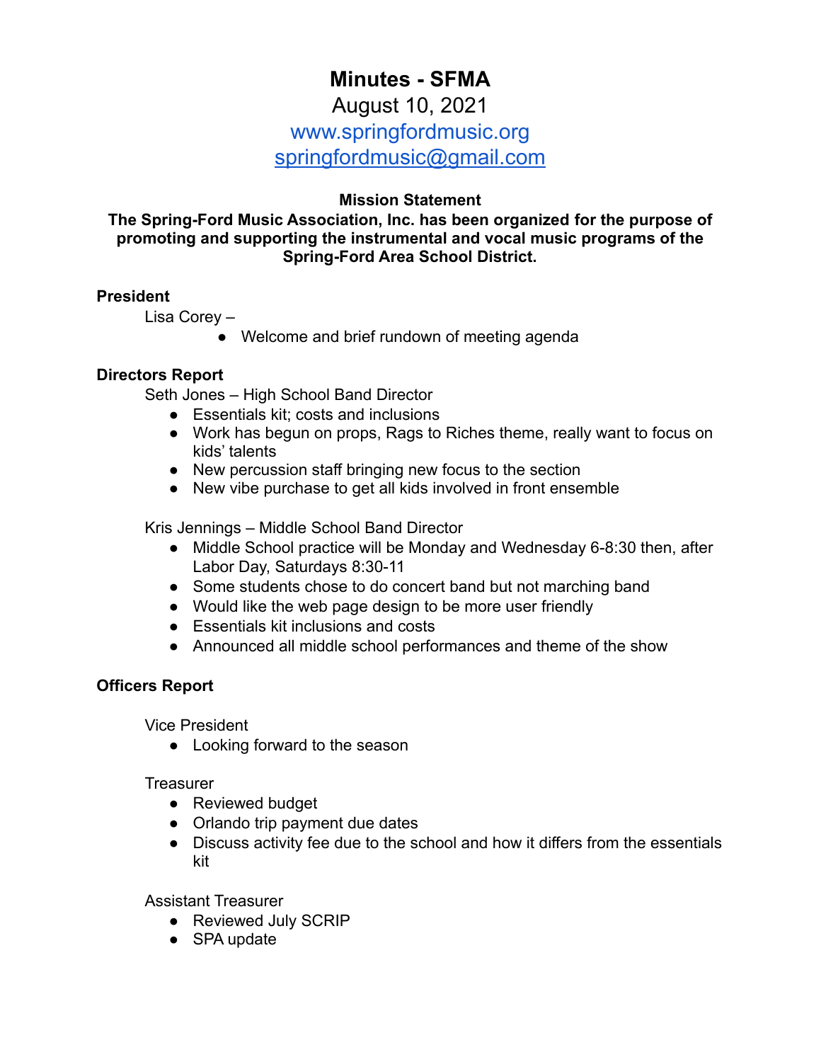# Minutes - SFMA

August 10, 2021

www.springfordmusic.org

springfordmusic@gmail.com

**Mission Statement**

**The Spring-Ford Music Association, Inc. has been organized for the purpose of promoting and supporting the instrumental and vocal music programs of the Spring-Ford Area School District.**

## President

Lisa Corey –

- Welcome and brief rundown of meeting agenda

## Directors Report

Seth Jones – High School Band Director

- Essentials kit; costs and inclusions
- Work has begun on props, Rags to Riches theme, really want to focus on kids' talents
- New percussion staff bringing new focus to the section
- New vibe purchase to get all kids involved in front ensemble

Kris Jennings – Middle School Band Director

- Middle School practice will be Monday and Wednesday 6-8:30 then, after Labor Day, Saturdays 8:30-11
- Some students chose to do concert band but not marching band
- Would like the web page design to be more user friendly
- Essentials kit inclusions and costs
- Announced all middle school performances and theme of the show

## Officers Report

Vice President

- Looking forward to the season

Treasurer

- Reviewed budget
- Orlando trip payment due dates
- Discuss activity fee due to the school and how it differs from the essentials kit

Assistant Treasurer

- Reviewed July SCRIP
- SPA update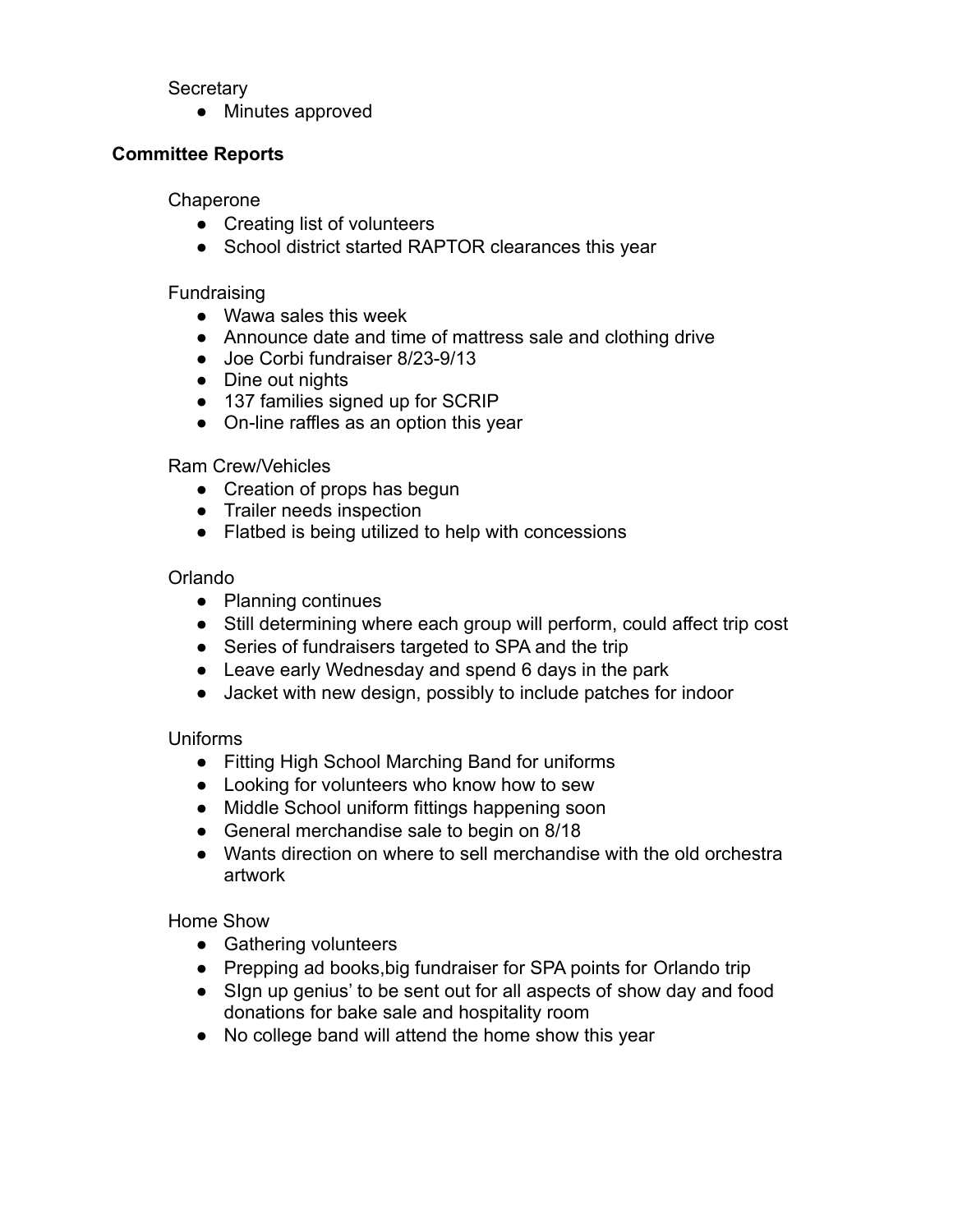Secretary

- Minutes approved

**Committee Reports**

Chaperone

- Creating list of volunteers
- School district started RAPTOR clearances this year

Fundraising

- Wawa sales this week
- Announce date and time of mattress sale and clothing drive
- Joe Corbi fundraiser 8/23-9/13
- Dine out nights
- 137 families signed up for SCRIP
- On-line raffles as an option this year

Ram Crew/Vehicles

- Creation of props has begun
- Trailer needs inspection
- Flatbed is being utilized to help with concessions

Orlando

- Planning continues
- Still determining where each group will perform, could affect trip cost
- Series of fundraisers targeted to SPA and the trip
- Leave early Wednesday and spend 6 days in the park
- Jacket with new design, possibly to include patches for indoor

Uniforms

- Fitting High School Marching Band for uniforms
- Looking for volunteers who know how to sew
- Middle School uniform fittings happening soon
- General merchandise sale to begin on 8/18
- Wants direction on where to sell merchandise with the old orchestra artwork

Home Show

- Gathering volunteers
- Prepping ad books,big fundraiser for SPA points for Orlando trip
- SIgn up genius' to be sent out for all aspects of show day and food donations for bake sale and hospitality room
- No college band will attend the home show this year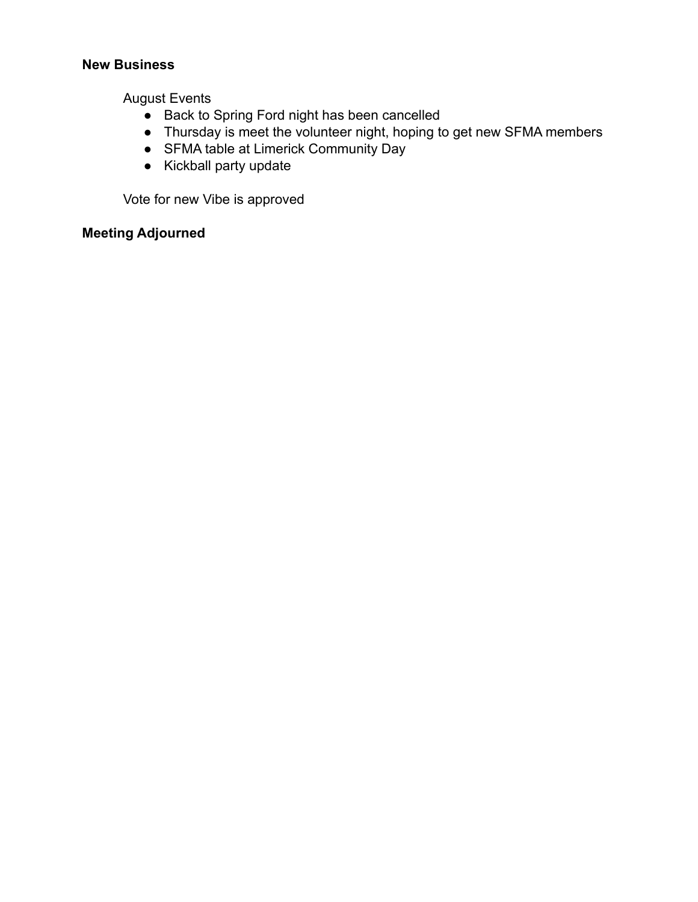**New Business**

August Events

- Back to Spring Ford night has been cancelled
- Thursday is meet the volunteer night, hoping to get new SFMA members
- SFMA table at Limerick Community Day
- Kickball party update

Vote for new Vibe is approved

**Meeting Adjourned**